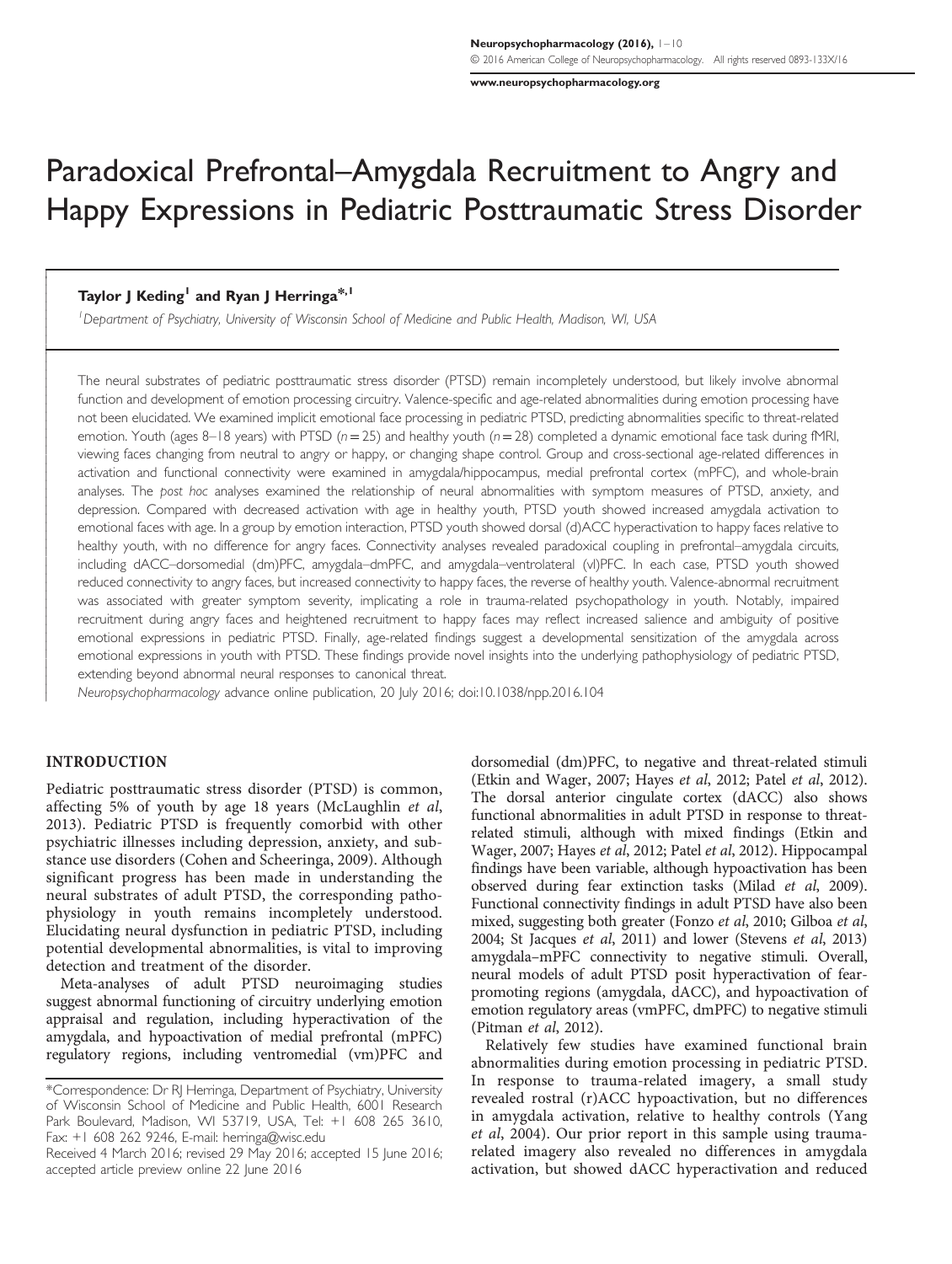# Paradoxical Prefrontal–Amygdala Recruitment to Angry and Happy Expressions in Pediatric Posttraumatic Stress Disorder

**Taylor J Keding[1] and Ryan J Herringa*[,1]**

[1]Department of Psychiatry, University of Wisconsin School of Medicine and Public Health, Madison, WI, USA

The neural substrates of pediatric posttraumatic stress disorder (PTSD) remain incompletely understood, but likely involve abnormal function and development of emotion processing circuitry. Valence-specific and age-related abnormalities during emotion processing have not been elucidated. We examined implicit emotional face processing in pediatric PTSD, predicting abnormalities specific to threat-related emotion. Youth (ages 8–18 years) with PTSD ($n = 25$) and healthy youth ($n = 28$) completed a dynamic emotional face task during fMRI, viewing faces changing from neutral to angry or happy, or changing shape control. Group and cross-sectional age-related differences in activation and functional connectivity were examined in amygdala/hippocampus, medial prefrontal cortex (mPFC), and whole-brain analyses. The *post hoc* analyses examined the relationship of neural abnormalities with symptom measures of PTSD, anxiety, and depression. Compared with decreased activation with age in healthy youth, PTSD youth showed increased amygdala activation to emotional faces with age. In a group by emotion interaction, PTSD youth showed dorsal (d)ACC hyperactivation to happy faces relative to healthy youth, with no difference for angry faces. Connectivity analyses revealed paradoxical coupling in prefrontal–amygdala circuits, including dACC–dorsomedial (dm)PFC, amygdala–dmPFC, and amygdala–ventrolateral (vl)PFC. In each case, PTSD youth showed reduced connectivity to angry faces, but increased connectivity to happy faces, the reverse of healthy youth. Valence-abnormal recruitment was associated with greater symptom severity, implicating a role in trauma-related psychopathology in youth. Notably, impaired recruitment during angry faces and heightened recruitment to happy faces may reflect increased salience and ambiguity of positive emotional expressions in pediatric PTSD. Finally, age-related findings suggest a developmental sensitization of the amygdala across emotional expressions in youth with PTSD. These findings provide novel insights into the underlying pathophysiology of pediatric PTSD, extending beyond abnormal neural responses to canonical threat.

*Neuropsychopharmacology* advance online publication, 20 July 2016; doi:10.1038/npp.2016.104

## INTRODUCTION

Pediatric posttraumatic stress disorder (PTSD) is common, affecting 5% of youth by age 18 years (McLaughlin *et al*, 2013). Pediatric PTSD is frequently comorbid with other psychiatric illnesses including depression, anxiety, and substance use disorders (Cohen and Scheeringa, 2009). Although significant progress has been made in understanding the neural substrates of adult PTSD, the corresponding pathophysiology in youth remains incompletely understood. Elucidating neural dysfunction in pediatric PTSD, including potential developmental abnormalities, is vital to improving detection and treatment of the disorder.

Meta-analyses of adult PTSD neuroimaging studies suggest abnormal functioning of circuitry underlying emotion appraisal and regulation, including hyperactivation of the amygdala, and hypoactivation of medial prefrontal (mPFC) regulatory regions, including ventromedial (vm)PFC and dorsomedial (dm)PFC, to negative and threat-related stimuli (Etkin and Wager, 2007; Hayes *et al*, 2012; Patel *et al*, 2012). The dorsal anterior cingulate cortex (dACC) also shows functional abnormalities in adult PTSD in response to threat-related stimuli, although with mixed findings (Etkin and Wager, 2007; Hayes *et al*, 2012; Patel *et al*, 2012). Hippocampal findings have been variable, although hypoactivation has been observed during fear extinction tasks (Milad *et al*, 2009). Functional connectivity findings in adult PTSD have also been mixed, suggesting both greater (Fonzo *et al*, 2010; Gilboa *et al*, 2004; St Jacques *et al*, 2011) and lower (Stevens *et al*, 2013) amygdala–mPFC connectivity to negative stimuli. Overall, neural models of adult PTSD posit hyperactivation of fear-promoting regions (amygdala, dACC), and hypoactivation of emotion regulatory areas (vmPFC, dmPFC) to negative stimuli (Pitman *et al*, 2012).

Relatively few studies have examined functional brain abnormalities during emotion processing in pediatric PTSD. In response to trauma-related imagery, a small study revealed rostral (r)ACC hypoactivation, but no differences in amygdala activation, relative to healthy controls (Yang *et al*, 2004). Our prior report in this sample using trauma-related imagery also revealed no differences in amygdala activation, but showed dACC hyperactivation and reduced

*Correspondence: Dr RJ Herringa, Department of Psychiatry, University of Wisconsin School of Medicine and Public Health, 6001 Research Park Boulevard, Madison, WI 53719, USA, Tel: +1 608 265 3610, Fax: +1 608 262 9246, E-mail: herringa@wisc.edu

Received 4 March 2016; revised 29 May 2016; accepted 15 June 2016; accepted article preview online 22 June 2016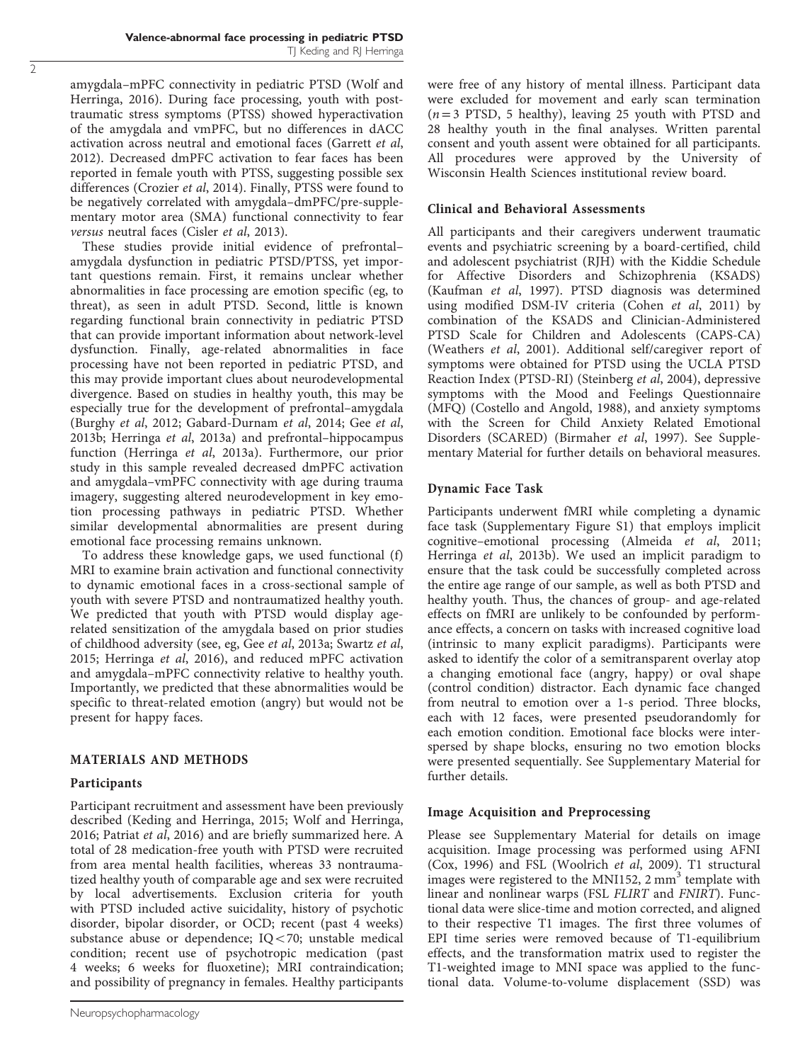amygdala–mPFC connectivity in pediatric PTSD (Wolf and Herringa, 2016). During face processing, youth with post-traumatic stress symptoms (PTSS) showed hyperactivation of the amygdala and vmPFC, but no differences in dACC activation across neutral and emotional faces (Garrett *et al*, 2012). Decreased dmPFC activation to fear faces has been reported in female youth with PTSS, suggesting possible sex differences (Crozier *et al*, 2014). Finally, PTSS were found to be negatively correlated with amygdala–dmPFC/pre-supplementary motor area (SMA) functional connectivity to fear *versus* neutral faces (Cisler *et al*, 2013).

These studies provide initial evidence of prefrontal–amygdala dysfunction in pediatric PTSD/PTSS, yet important questions remain. First, it remains unclear whether abnormalities in face processing are emotion specific (eg, to threat), as seen in adult PTSD. Second, little is known regarding functional brain connectivity in pediatric PTSD that can provide important information about network-level dysfunction. Finally, age-related abnormalities in face processing have not been reported in pediatric PTSD, and this may provide important clues about neurodevelopmental divergence. Based on studies in healthy youth, this may be especially true for the development of prefrontal–amygdala (Burghy *et al*, 2012; Gabard-Durnam *et al*, 2014; Gee *et al*, 2013b; Herringa *et al*, 2013a) and prefrontal–hippocampus function (Herringa *et al*, 2013a). Furthermore, our prior study in this sample revealed decreased dmPFC activation and amygdala–vmPFC connectivity with age during trauma imagery, suggesting altered neurodevelopment in key emotion processing pathways in pediatric PTSD. Whether similar developmental abnormalities are present during emotional face processing remains unknown.

To address these knowledge gaps, we used functional (f) MRI to examine brain activation and functional connectivity to dynamic emotional faces in a cross-sectional sample of youth with severe PTSD and nontraumatized healthy youth. We predicted that youth with PTSD would display age-related sensitization of the amygdala based on prior studies of childhood adversity (see, eg, Gee *et al*, 2013a; Swartz *et al*, 2015; Herringa *et al*, 2016), and reduced mPFC activation and amygdala–mPFC connectivity relative to healthy youth. Importantly, we predicted that these abnormalities would be specific to threat-related emotion (angry) but would not be present for happy faces.

## MATERIALS AND METHODS

### Participants

Participant recruitment and assessment have been previously described (Keding and Herringa, 2015; Wolf and Herringa, 2016; Patriat *et al*, 2016) and are briefly summarized here. A total of 28 medication-free youth with PTSD were recruited from area mental health facilities, whereas 33 nontraumatized healthy youth of comparable age and sex were recruited by local advertisements. Exclusion criteria for youth with PTSD included active suicidality, history of psychotic disorder, bipolar disorder, or OCD; recent (past 4 weeks) substance abuse or dependence; IQ < 70; unstable medical condition; recent use of psychotropic medication (past 4 weeks; 6 weeks for fluoxetine); MRI contraindication; and possibility of pregnancy in females. Healthy participants were free of any history of mental illness. Participant data were excluded for movement and early scan termination ($n = 3$ PTSD, 5 healthy), leaving 25 youth with PTSD and 28 healthy youth in the final analyses. Written parental consent and youth assent were obtained for all participants. All procedures were approved by the University of Wisconsin Health Sciences institutional review board.

### Clinical and Behavioral Assessments

All participants and their caregivers underwent traumatic events and psychiatric screening by a board-certified, child and adolescent psychiatrist (RJH) with the Kiddie Schedule for Affective Disorders and Schizophrenia (KSADS) (Kaufman *et al*, 1997). PTSD diagnosis was determined using modified DSM-IV criteria (Cohen *et al*, 2011) by combination of the KSADS and Clinician-Administered PTSD Scale for Children and Adolescents (CAPS-CA) (Weathers *et al*, 2001). Additional self/caregiver report of symptoms were obtained for PTSD using the UCLA PTSD Reaction Index (PTSD-RI) (Steinberg *et al*, 2004), depressive symptoms with the Mood and Feelings Questionnaire (MFQ) (Costello and Angold, 1988), and anxiety symptoms with the Screen for Child Anxiety Related Emotional Disorders (SCARED) (Birmaher *et al*, 1997). See Supplementary Material for further details on behavioral measures.

### Dynamic Face Task

Participants underwent fMRI while completing a dynamic face task (Supplementary Figure S1) that employs implicit cognitive–emotional processing (Almeida *et al*, 2011; Herringa *et al*, 2013b). We used an implicit paradigm to ensure that the task could be successfully completed across the entire age range of our sample, as well as both PTSD and healthy youth. Thus, the chances of group- and age-related effects on fMRI are unlikely to be confounded by performance effects, a concern on tasks with increased cognitive load (intrinsic to many explicit paradigms). Participants were asked to identify the color of a semitransparent overlay atop a changing emotional face (angry, happy) or oval shape (control condition) distractor. Each dynamic face changed from neutral to emotion over a 1-s period. Three blocks, each with 12 faces, were presented pseudorandomly for each emotion condition. Emotional face blocks were interspersed by shape blocks, ensuring no two emotion blocks were presented sequentially. See Supplementary Material for further details.

### Image Acquisition and Preprocessing

Please see Supplementary Material for details on image acquisition. Image processing was performed using AFNI (Cox, 1996) and FSL (Woolrich *et al*, 2009). T1 structural images were registered to the MNI152, 2 mm$^3$ template with linear and nonlinear warps (FSL *FLIRT* and *FNIRT*). Functional data were slice-time and motion corrected, and aligned to their respective T1 images. The first three volumes of EPI time series were removed because of T1-equilibrium effects, and the transformation matrix used to register the T1-weighted image to MNI space was applied to the functional data. Volume-to-volume displacement (SSD) was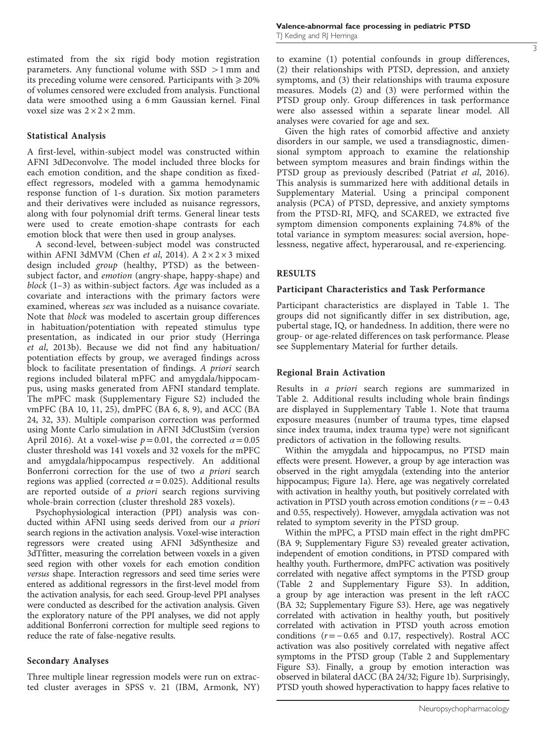estimated from the six rigid body motion registration parameters. Any functional volume with SSD $>1$ mm and its preceding volume were censored. Participants with $\geqslant 20\%$ of volumes censored were excluded from analysis. Functional data were smoothed using a 6 mm Gaussian kernel. Final voxel size was $2 \times 2 \times 2$ mm.

### Statistical Analysis

A first-level, within-subject model was constructed within AFNI 3dDeconvolve. The model included three blocks for each emotion condition, and the shape condition as fixed-effect regressors, modeled with a gamma hemodynamic response function of 1-s duration. Six motion parameters and their derivatives were included as nuisance regressors, along with four polynomial drift terms. General linear tests were used to create emotion-shape contrasts for each emotion block that were then used in group analyses.

A second-level, between-subject model was constructed within AFNI 3dMVM (Chen *et al*, 2014). A $2 \times 2 \times 3$ mixed design included *group* (healthy, PTSD) as the between-subject factor, and *emotion* (angry-shape, happy-shape) and *block* (1–3) as within-subject factors. *Age* was included as a covariate and interactions with the primary factors were examined, whereas *sex* was included as a nuisance covariate. Note that *block* was modeled to ascertain group differences in habituation/potentiation with repeated stimulus type presentation, as indicated in our prior study (Herringa *et al*, 2013b). Because we did not find any habituation/potentiation effects by group, we averaged findings across block to facilitate presentation of findings. *A priori* search regions included bilateral mPFC and amygdala/hippocampus, using masks generated from AFNI standard template. The mPFC mask (Supplementary Figure S2) included the vmPFC (BA 10, 11, 25), dmPFC (BA 6, 8, 9), and ACC (BA 24, 32, 33). Multiple comparison correction was performed using Monte Carlo simulation in AFNI 3dClustSim (version April 2016). At a voxel-wise $p = 0.01$, the corrected $\alpha = 0.05$ cluster threshold was 141 voxels and 32 voxels for the mPFC and amygdala/hippocampus respectively. An additional Bonferroni correction for the use of two *a priori* search regions was applied (corrected $\alpha = 0.025$). Additional results are reported outside of *a priori* search regions surviving whole-brain correction (cluster threshold 283 voxels).

Psychophysiological interaction (PPI) analysis was conducted within AFNI using seeds derived from our *a priori* search regions in the activation analysis. Voxel-wise interaction regressors were created using AFNI 3dSynthesize and 3dTfitter, measuring the correlation between voxels in a given seed region with other voxels for each emotion condition *versus* shape. Interaction regressors and seed time series were entered as additional regressors in the first-level model from the activation analysis, for each seed. Group-level PPI analyses were conducted as described for the activation analysis. Given the exploratory nature of the PPI analyses, we did not apply additional Bonferroni correction for multiple seed regions to reduce the rate of false-negative results.

### Secondary Analyses

Three multiple linear regression models were run on extracted cluster averages in SPSS v. 21 (IBM, Armonk, NY) to examine (1) potential confounds in group differences, (2) their relationships with PTSD, depression, and anxiety symptoms, and (3) their relationships with trauma exposure measures. Models (2) and (3) were performed within the PTSD group only. Group differences in task performance were also assessed within a separate linear model. All analyses were covaried for age and sex.

Given the high rates of comorbid affective and anxiety disorders in our sample, we used a transdiagnostic, dimensional symptom approach to examine the relationship between symptom measures and brain findings within the PTSD group as previously described (Patriat *et al*, 2016). This analysis is summarized here with additional details in Supplementary Material. Using a principal component analysis (PCA) of PTSD, depressive, and anxiety symptoms from the PTSD-RI, MFQ, and SCARED, we extracted five symptom dimension components explaining 74.8% of the total variance in symptom measures: social aversion, hopelessness, negative affect, hyperarousal, and re-experiencing.

## RESULTS

### Participant Characteristics and Task Performance

Participant characteristics are displayed in Table 1. The groups did not significantly differ in sex distribution, age, pubertal stage, IQ, or handedness. In addition, there were no group- or age-related differences on task performance. Please see Supplementary Material for further details.

### Regional Brain Activation

Results in *a priori* search regions are summarized in Table 2. Additional results including whole brain findings are displayed in Supplementary Table 1. Note that trauma exposure measures (number of trauma types, time elapsed since index trauma, index trauma type) were not significant predictors of activation in the following results.

Within the amygdala and hippocampus, no PTSD main effects were present. However, a group by age interaction was observed in the right amygdala (extending into the anterior hippocampus; Figure 1a). Here, age was negatively correlated with activation in healthy youth, but positively correlated with activation in PTSD youth across emotion conditions ($r = -0.43$ and 0.55, respectively). However, amygdala activation was not related to symptom severity in the PTSD group.

Within the mPFC, a PTSD main effect in the right dmPFC (BA 9; Supplementary Figure S3) revealed greater activation, independent of emotion conditions, in PTSD compared with healthy youth. Furthermore, dmPFC activation was positively correlated with negative affect symptoms in the PTSD group (Table 2 and Supplementary Figure S3). In addition, a group by age interaction was present in the left rACC (BA 32; Supplementary Figure S3). Here, age was negatively correlated with activation in healthy youth, but positively correlated with activation in PTSD youth across emotion conditions ($r = -0.65$ and 0.17, respectively). Rostral ACC activation was also positively correlated with negative affect symptoms in the PTSD group (Table 2 and Supplementary Figure S3). Finally, a group by emotion interaction was observed in bilateral dACC (BA 24/32; Figure 1b). Surprisingly, PTSD youth showed hyperactivation to happy faces relative to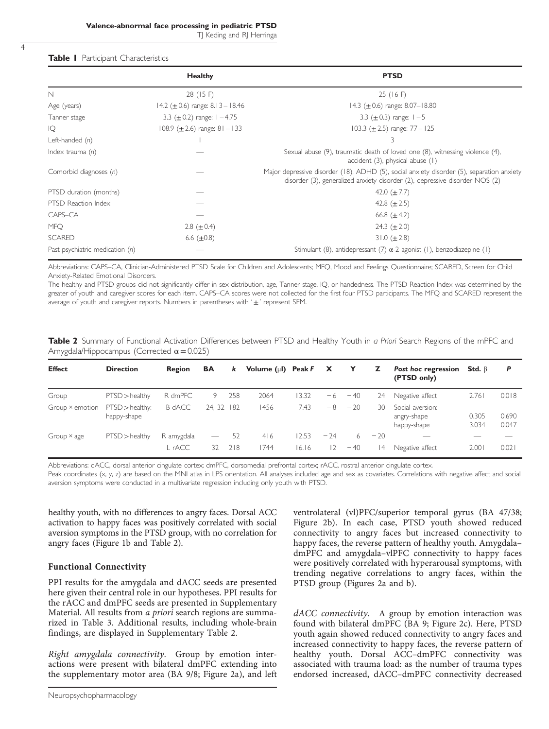**Table 1** Participant Characteristics

| | Healthy | PTSD |
|---|---|---|
| N | 28 (15 F) | 25 (16 F) |
| Age (years) | 14.2 (±0.6) range: 8.13 – 18.46 | 14.3 (±0.6) range: 8.07–18.80 |
| Tanner stage | 3.3 (±0.2) range: 1 –4.75 | 3.3 (±0.3) range: 1 –5 |
| IQ | 108.9 (±2.6) range: 81 – 133 | 103.3 (±2.5) range: 77 – 125 |
| Left-handed (n) | 1 | 3 |
| Index trauma (n) | — | Sexual abuse (9), traumatic death of loved one (8), witnessing violence (4), accident (3), physical abuse (1) |
| Comorbid diagnoses (n) | — | Major depressive disorder (18), ADHD (5), social anxiety disorder (5), separation anxiety disorder (3), generalized anxiety disorder (2), depressive disorder NOS (2) |
| PTSD duration (months) | — | 42.0 (±7.7) |
| PTSD Reaction Index | — | 42.8 (±2.5) |
| CAPS–CA | — | 66.8 (±4.2) |
| MFQ | 2.8 (±0.4) | 24.3 (±2.0) |
| SCARED | 6.6 (±0.8) | 31.0 (±2.8) |
| Past psychiatric medication (n) | — | Stimulant (8), antidepressant (7) α-2 agonist (1), benzodiazepine (1) |

Abbreviations: CAPS–CA, Clinician-Administered PTSD Scale for Children and Adolescents; MFQ, Mood and Feelings Questionnaire; SCARED, Screen for Child Anxiety-Related Emotional Disorders.
The healthy and PTSD groups did not significantly differ in sex distribution, age, Tanner stage, IQ, or handedness. The PTSD Reaction Index was determined by the greater of youth and caregiver scores for each item. CAPS–CA scores were not collected for the first four PTSD participants. The MFQ and SCARED represent the average of youth and caregiver reports. Numbers in parentheses with '±' represent SEM.

**Table 2** Summary of Functional Activation Differences between PTSD and Healthy Youth in *a Priori* Search Regions of the mPFC and Amygdala/Hippocampus (Corrected $\alpha = 0.025$)

| Effect | Direction | Region | BA | k | Volume (μl) | Peak F | X | Y | Z | *Post hoc* regression (PTSD only) | Std. β | P |
|---|---|---|---|---|---|---|---|---|---|---|---|---|
| Group | PTSD > healthy | R dmPFC | 9 | 258 | 2064 | 13.32 | −6 | −40 | 24 | Negative affect | 2.761 | 0.018 |
| Group × emotion | PTSD > healthy: happy-shape | B dACC | 24, 32 | 182 | 1456 | 7.43 | −8 | −20 | 30 | Social aversion: angry-shape happy-shape | 0.305 3.034 | 0.690 0.047 |
| Group × age | PTSD > healthy | R amygdala | — | 52 | 416 | 12.53 | −24 | 6 | −20 | — | — | — |
| | | L rACC | 32 | 218 | 1744 | 16.16 | 12 | −40 | 14 | Negative affect | 2.001 | 0.021 |

Abbreviations: dACC, dorsal anterior cingulate cortex; dmPFC, dorsomedial prefrontal cortex; rACC, rostral anterior cingulate cortex.
Peak coordinates (x, y, z) are based on the MNI atlas in LPS orientation. All analyses included age and sex as covariates. Correlations with negative affect and social aversion symptoms were conducted in a multivariate regression including only youth with PTSD.

healthy youth, with no differences to angry faces. Dorsal ACC activation to happy faces was positively correlated with social aversion symptoms in the PTSD group, with no correlation for angry faces (Figure 1b and Table 2).

### Functional Connectivity

PPI results for the amygdala and dACC seeds are presented here given their central role in our hypotheses. PPI results for the rACC and dmPFC seeds are presented in Supplementary Material. All results from *a priori* search regions are summarized in Table 3. Additional results, including whole-brain findings, are displayed in Supplementary Table 2.

*Right amygdala connectivity*. Group by emotion interactions were present with bilateral dmPFC extending into the supplementary motor area (BA 9/8; Figure 2a), and left ventrolateral (vl)PFC/superior temporal gyrus (BA 47/38; Figure 2b). In each case, PTSD youth showed reduced connectivity to angry faces but increased connectivity to happy faces, the reverse pattern of healthy youth. Amygdala–dmPFC and amygdala–vlPFC connectivity to happy faces were positively correlated with hyperarousal symptoms, with trending negative correlations to angry faces, within the PTSD group (Figures 2a and b).

*dACC connectivity*. A group by emotion interaction was found with bilateral dmPFC (BA 9; Figure 2c). Here, PTSD youth again showed reduced connectivity to angry faces and increased connectivity to happy faces, the reverse pattern of healthy youth. Dorsal ACC–dmPFC connectivity was associated with trauma load: as the number of trauma types endorsed increased, dACC–dmPFC connectivity decreased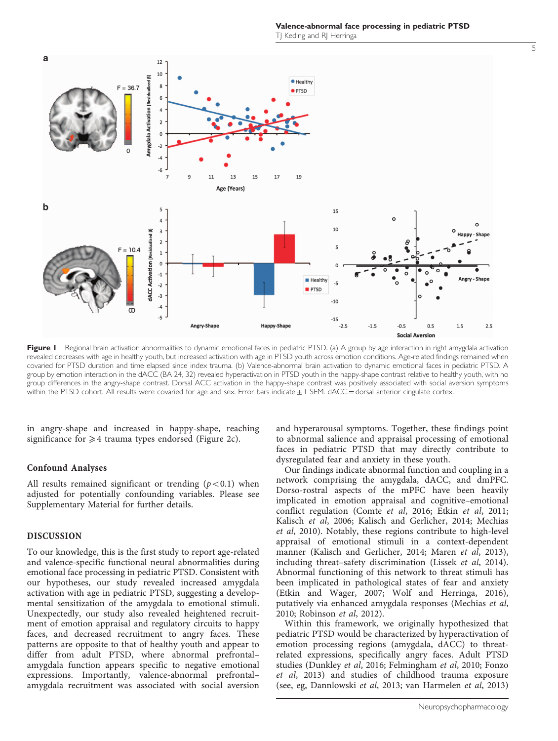**Figure 1** Regional brain activation abnormalities to dynamic emotional faces in pediatric PTSD. (a) A group by age interaction in right amygdala activation revealed decreases with age in healthy youth, but increased activation with age in PTSD youth across emotion conditions. Age-related findings remained when covaried for PTSD duration and time elapsed since index trauma. (b) Valence-abnormal brain activation to dynamic emotional faces in pediatric PTSD. A group by emotion interaction in the dACC (BA 24, 32) revealed hyperactivation in PTSD youth in the happy-shape contrast relative to healthy youth, with no group differences in the angry-shape contrast. Dorsal ACC activation in the happy-shape contrast was positively associated with social aversion symptoms within the PTSD cohort. All results were covaried for age and sex. Error bars indicate ± 1 SEM. dACC = dorsal anterior cingulate cortex.

in angry-shape and increased in happy-shape, reaching significance for ⩾ 4 trauma types endorsed (Figure 2c).

### Confound Analyses

All results remained significant or trending ($p < 0.1$) when adjusted for potentially confounding variables. Please see Supplementary Material for further details.

## DISCUSSION

To our knowledge, this is the first study to report age-related and valence-specific functional neural abnormalities during emotional face processing in pediatric PTSD. Consistent with our hypotheses, our study revealed increased amygdala activation with age in pediatric PTSD, suggesting a developmental sensitization of the amygdala to emotional stimuli. Unexpectedly, our study also revealed heightened recruitment of emotion appraisal and regulatory circuits to happy faces, and decreased recruitment to angry faces. These patterns are opposite to that of healthy youth and appear to differ from adult PTSD, where abnormal prefrontal–amygdala function appears specific to negative emotional expressions. Importantly, valence-abnormal prefrontal–amygdala recruitment was associated with social aversion and hyperarousal symptoms. Together, these findings point to abnormal salience and appraisal processing of emotional faces in pediatric PTSD that may directly contribute to dysregulated fear and anxiety in these youth.

Our findings indicate abnormal function and coupling in a network comprising the amygdala, dACC, and dmPFC. Dorso-rostral aspects of the mPFC have been heavily implicated in emotion appraisal and cognitive–emotional conflict regulation (Comte *et al*, 2016; Etkin *et al*, 2011; Kalisch *et al*, 2006; Kalisch and Gerlicher, 2014; Mechias *et al*, 2010). Notably, these regions contribute to high-level appraisal of emotional stimuli in a context-dependent manner (Kalisch and Gerlicher, 2014; Maren *et al*, 2013), including threat–safety discrimination (Lissek *et al*, 2014). Abnormal functioning of this network to threat stimuli has been implicated in pathological states of fear and anxiety (Etkin and Wager, 2007; Wolf and Herringa, 2016), putatively via enhanced amygdala responses (Mechias *et al*, 2010; Robinson *et al*, 2012).

Within this framework, we originally hypothesized that pediatric PTSD would be characterized by hyperactivation of emotion processing regions (amygdala, dACC) to threat-related expressions, specifically angry faces. Adult PTSD studies (Dunkley *et al*, 2016; Felmingham *et al*, 2010; Fonzo *et al*, 2013) and studies of childhood trauma exposure (see, eg, Dannlowski *et al*, 2013; van Harmelen *et al*, 2013)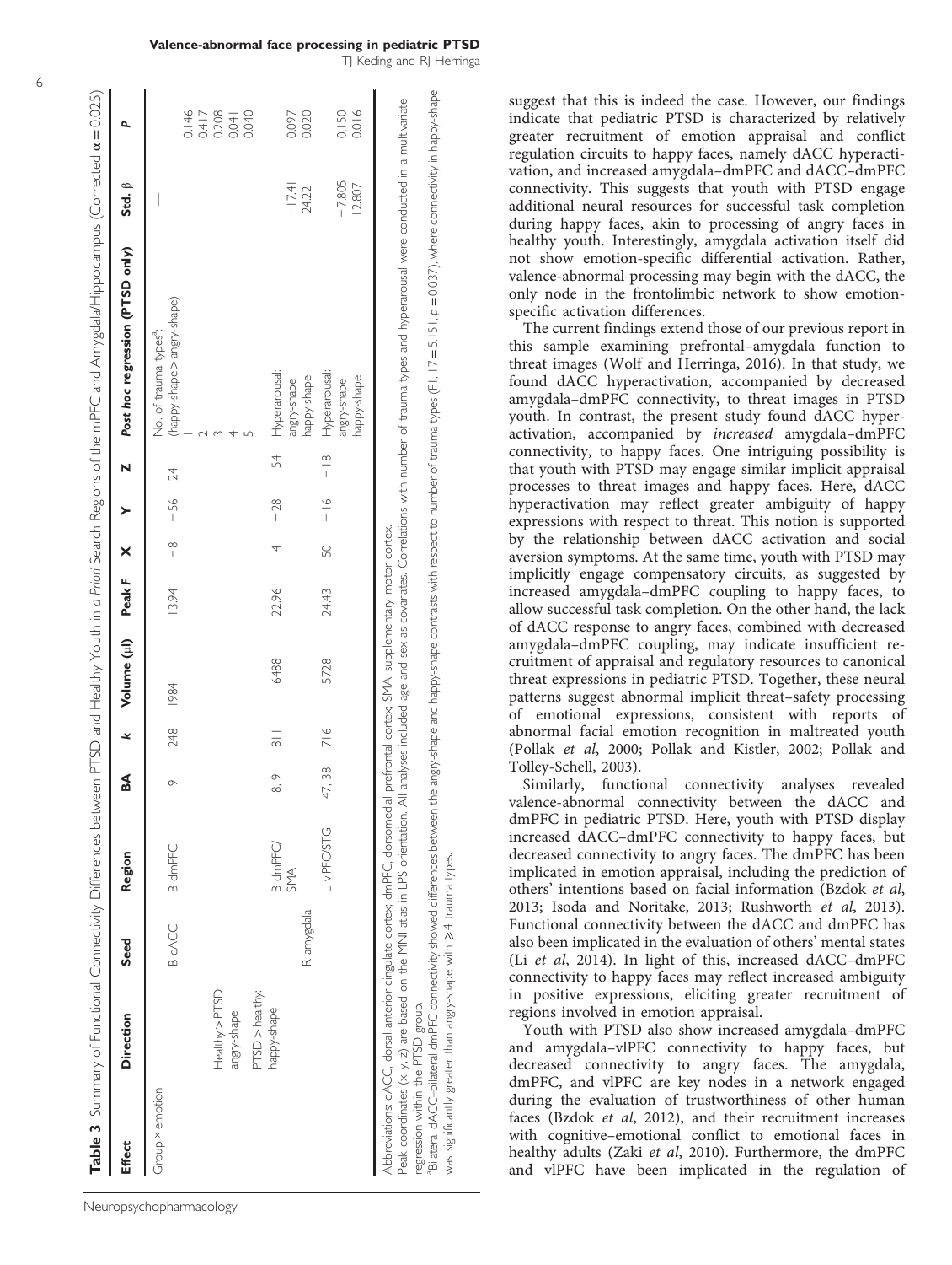**Table 3** Summary of Functional Connectivity Differences between PTSD and Healthy Youth in *a Priori* Search Regions of the mPFC and Amygdala/Hippocampus (Corrected $\alpha = 0.025$)

| Effect | Direction | Seed | Region | BA | k | Volume (µl) | Peak F | X | Y | Z | Post hoc regression (PTSD only) | Std. β | P |
|---|---|---|---|---|---|---|---|---|---|---|---|---|---|
| Group × emotion | | B dACC | B dmPFC | 9 | 248 | 1984 | 13.94 | −8 | −56 | 24 | No. of trauma types[a]: (happy-shape > angry-shape) | — | |
| | | | | | | | | | | | 1 | | 0.146 |
| | Healthy > PTSD: | | | | | | | | | | 2 | | 0.417 |
| | angry-shape | | | | | | | | | | 3 | | 0.208 |
| | | | | | | | | | | | 4 | | 0.041 |
| | PTSD > healthy: | | | | | | | | | | 5 | | 0.040 |
| | happy-shape | | B dmPFC/SMA | 8, 9 | 811 | 6488 | 22.96 | 4 | −28 | 54 | Hyperarousal: | | |
| | | | | | | | | | | | angry-shape | −17.41 | 0.097 |
| | | R amygdala | | | | | | | | | happy-shape | 24.22 | 0.020 |
| | | | L vlPFC/STG | 47, 38 | 716 | 5728 | 24.43 | 50 | −16 | −18 | Hyperarousal: | | |
| | | | | | | | | | | | angry-shape | −7.805 | 0.150 |
| | | | | | | | | | | | happy-shape | 12.807 | 0.016 |

Abbreviations: dACC, dorsal anterior cingulate cortex; dmPFC, dorsomedial prefrontal cortex; SMA, supplementary motor cortex.
Peak coordinates (x, y, z) are based on the MNI atlas in LPS orientation. All analyses included age and sex as covariates. Correlations with number of trauma types and hyperarousal were conducted in a multivariate regression within the PTSD group.
[a]Bilateral dACC–bilateral dmPFC connectivity showed differences between the angry-shape and happy-shape contrasts with respect to number of trauma types ($F(1, 17) = 5.151$, $p = 0.037$), where connectivity in happy-shape was significantly greater than angry-shape with ≥4 trauma types.

suggest that this is indeed the case. However, our findings indicate that pediatric PTSD is characterized by relatively greater recruitment of emotion appraisal and conflict regulation circuits to happy faces, namely dACC hyperactivation, and increased amygdala–dmPFC and dACC–dmPFC connectivity. This suggests that youth with PTSD engage additional neural resources for successful task completion during happy faces, akin to processing of angry faces in healthy youth. Interestingly, amygdala activation itself did not show emotion-specific differential activation. Rather, valence-abnormal processing may begin with the dACC, the only node in the frontolimbic network to show emotion-specific activation differences.

The current findings extend those of our previous report in this sample examining prefrontal–amygdala function to threat images (Wolf and Herringa, 2016). In that study, we found dACC hyperactivation, accompanied by decreased amygdala–dmPFC connectivity, to threat images in PTSD youth. In contrast, the present study found dACC hyperactivation, accompanied by *increased* amygdala–dmPFC connectivity, to happy faces. One intriguing possibility is that youth with PTSD may engage similar implicit appraisal processes to threat images and happy faces. Here, dACC hyperactivation may reflect greater ambiguity of happy expressions with respect to threat. This notion is supported by the relationship between dACC activation and social aversion symptoms. At the same time, youth with PTSD may implicitly engage compensatory circuits, as suggested by increased amygdala–dmPFC coupling to happy faces, to allow successful task completion. On the other hand, the lack of dACC response to angry faces, combined with decreased amygdala–dmPFC coupling, may indicate insufficient recruitment of appraisal and regulatory resources to canonical threat expressions in pediatric PTSD. Together, these neural patterns suggest abnormal implicit threat–safety processing of emotional expressions, consistent with reports of abnormal facial emotion recognition in maltreated youth (Pollak *et al*, 2000; Pollak and Kistler, 2002; Pollak and Tolley-Schell, 2003).

Similarly, functional connectivity analyses revealed valence-abnormal connectivity between the dACC and dmPFC in pediatric PTSD. Here, youth with PTSD display increased dACC–dmPFC connectivity to happy faces, but decreased connectivity to angry faces. The dmPFC has been implicated in emotion appraisal, including the prediction of others' intentions based on facial information (Bzdok *et al*, 2013; Isoda and Noritake, 2013; Rushworth *et al*, 2013). Functional connectivity between the dACC and dmPFC has also been implicated in the evaluation of others' mental states (Li *et al*, 2014). In light of this, increased dACC–dmPFC connectivity to happy faces may reflect increased ambiguity in positive expressions, eliciting greater recruitment of regions involved in emotion appraisal.

Youth with PTSD also show increased amygdala–dmPFC and amygdala–vlPFC connectivity to happy faces, but decreased connectivity to angry faces. The amygdala, dmPFC, and vlPFC are key nodes in a network engaged during the evaluation of trustworthiness of other human faces (Bzdok *et al*, 2012), and their recruitment increases with cognitive–emotional conflict to emotional faces in healthy adults (Zaki *et al*, 2010). Furthermore, the dmPFC and vlPFC have been implicated in the regulation of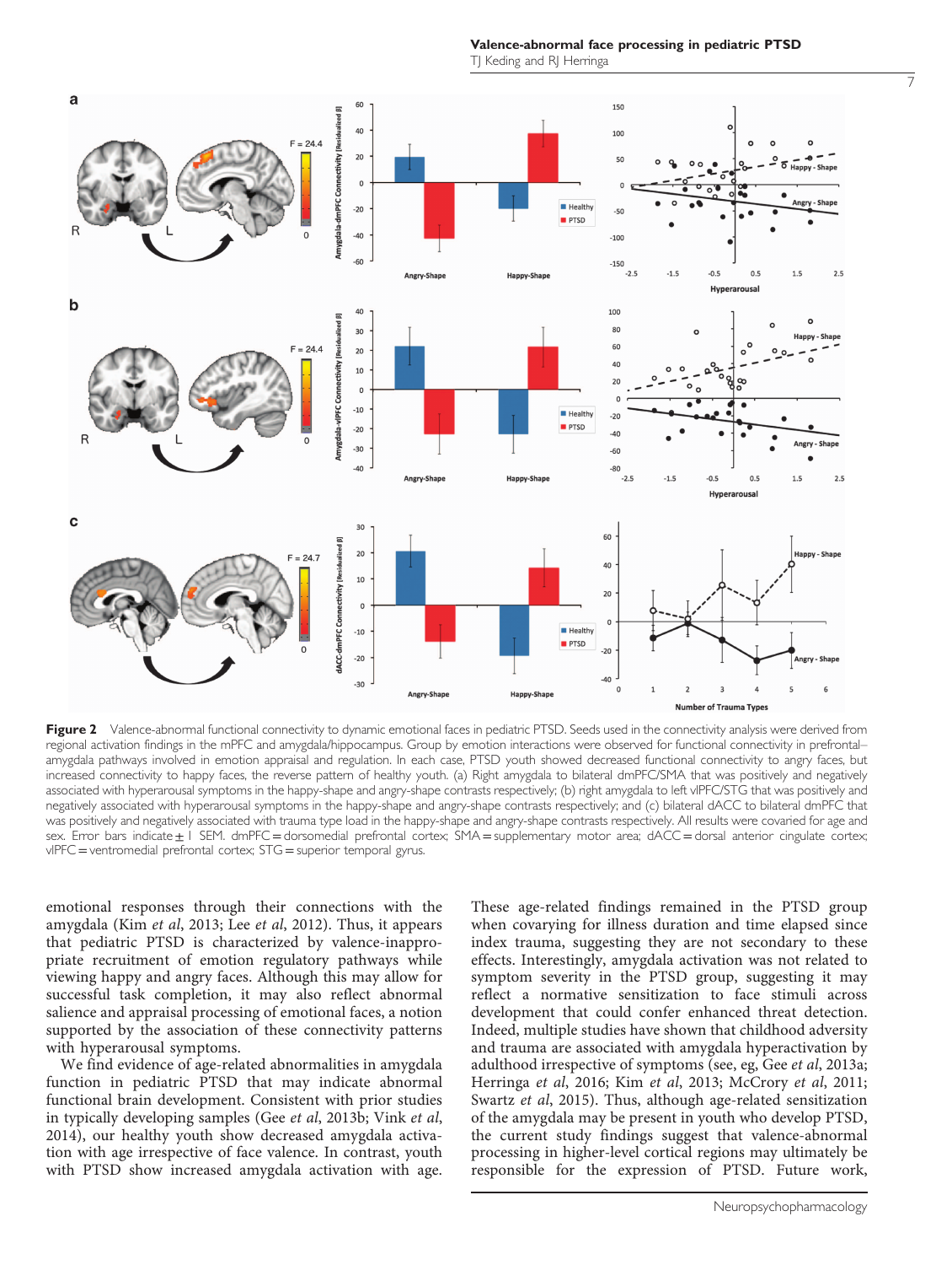**Figure 2** Valence-abnormal functional connectivity to dynamic emotional faces in pediatric PTSD. Seeds used in the connectivity analysis were derived from regional activation findings in the mPFC and amygdala/hippocampus. Group by emotion interactions were observed for functional connectivity in prefrontal–amygdala pathways involved in emotion appraisal and regulation. In each case, PTSD youth showed decreased functional connectivity to angry faces, but increased connectivity to happy faces, the reverse pattern of healthy youth. (a) Right amygdala to bilateral dmPFC/SMA that was positively and negatively associated with hyperarousal symptoms in the happy-shape and angry-shape contrasts respectively; (b) right amygdala to left vlPFC/STG that was positively and negatively associated with hyperarousal symptoms in the happy-shape and angry-shape contrasts respectively; and (c) bilateral dACC to bilateral dmPFC that was positively and negatively associated with trauma type load in the happy-shape and angry-shape contrasts respectively. All results were covaried for age and sex. Error bars indicate ± 1 SEM. dmPFC = dorsomedial prefrontal cortex; SMA = supplementary motor area; dACC = dorsal anterior cingulate cortex; vlPFC = ventromedial prefrontal cortex; STG = superior temporal gyrus.

emotional responses through their connections with the amygdala (Kim *et al*, 2013; Lee *et al*, 2012). Thus, it appears that pediatric PTSD is characterized by valence-inappropriate recruitment of emotion regulatory pathways while viewing happy and angry faces. Although this may allow for successful task completion, it may also reflect abnormal salience and appraisal processing of emotional faces, a notion supported by the association of these connectivity patterns with hyperarousal symptoms.

We find evidence of age-related abnormalities in amygdala function in pediatric PTSD that may indicate abnormal functional brain development. Consistent with prior studies in typically developing samples (Gee *et al*, 2013b; Vink *et al*, 2014), our healthy youth show decreased amygdala activation with age irrespective of face valence. In contrast, youth with PTSD show increased amygdala activation with age. These age-related findings remained in the PTSD group when covarying for illness duration and time elapsed since index trauma, suggesting they are not secondary to these effects. Interestingly, amygdala activation was not related to symptom severity in the PTSD group, suggesting it may reflect a normative sensitization to face stimuli across development that could confer enhanced threat detection. Indeed, multiple studies have shown that childhood adversity and trauma are associated with amygdala hyperactivation by adulthood irrespective of symptoms (see, eg, Gee *et al*, 2013a; Herringa *et al*, 2016; Kim *et al*, 2013; McCrory *et al*, 2011; Swartz *et al*, 2015). Thus, although age-related sensitization of the amygdala may be present in youth who develop PTSD, the current study findings suggest that valence-abnormal processing in higher-level cortical regions may ultimately be responsible for the expression of PTSD. Future work,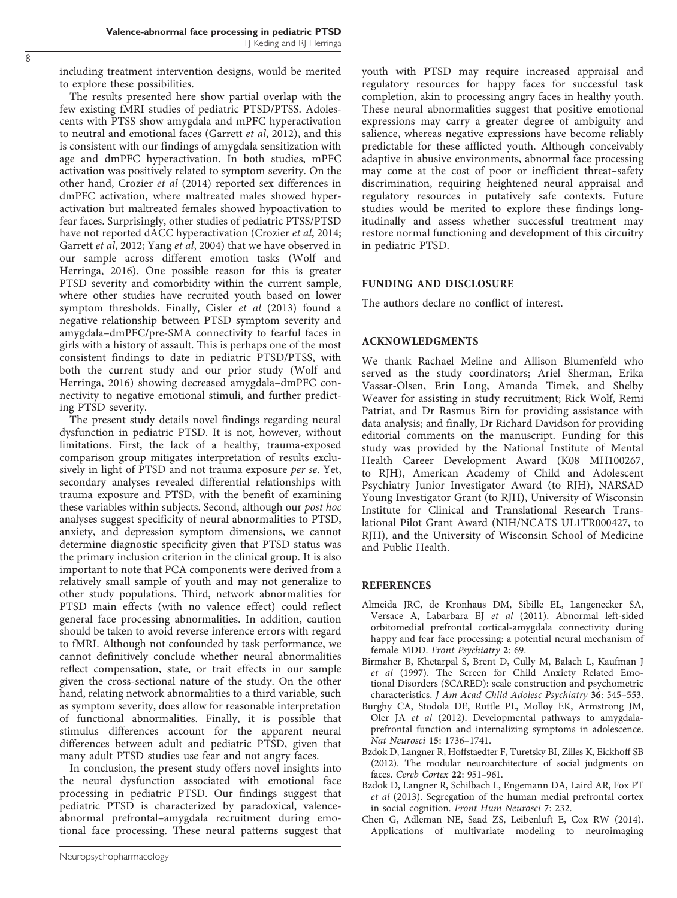including treatment intervention designs, would be merited to explore these possibilities.

The results presented here show partial overlap with the few existing fMRI studies of pediatric PTSD/PTSS. Adolescents with PTSS show amygdala and mPFC hyperactivation to neutral and emotional faces (Garrett *et al*, 2012), and this is consistent with our findings of amygdala sensitization with age and dmPFC hyperactivation. In both studies, mPFC activation was positively related to symptom severity. On the other hand, Crozier *et al* (2014) reported sex differences in dmPFC activation, where maltreated males showed hyperactivation but maltreated females showed hypoactivation to fear faces. Surprisingly, other studies of pediatric PTSS/PTSD have not reported dACC hyperactivation (Crozier *et al*, 2014; Garrett *et al*, 2012; Yang *et al*, 2004) that we have observed in our sample across different emotion tasks (Wolf and Herringa, 2016). One possible reason for this is greater PTSD severity and comorbidity within the current sample, where other studies have recruited youth based on lower symptom thresholds. Finally, Cisler *et al* (2013) found a negative relationship between PTSD symptom severity and amygdala–dmPFC/pre-SMA connectivity to fearful faces in girls with a history of assault. This is perhaps one of the most consistent findings to date in pediatric PTSD/PTSS, with both the current study and our prior study (Wolf and Herringa, 2016) showing decreased amygdala–dmPFC connectivity to negative emotional stimuli, and further predicting PTSD severity.

The present study details novel findings regarding neural dysfunction in pediatric PTSD. It is not, however, without limitations. First, the lack of a healthy, trauma-exposed comparison group mitigates interpretation of results exclusively in light of PTSD and not trauma exposure *per se*. Yet, secondary analyses revealed differential relationships with trauma exposure and PTSD, with the benefit of examining these variables within subjects. Second, although our *post hoc* analyses suggest specificity of neural abnormalities to PTSD, anxiety, and depression symptom dimensions, we cannot determine diagnostic specificity given that PTSD status was the primary inclusion criterion in the clinical group. It is also important to note that PCA components were derived from a relatively small sample of youth and may not generalize to other study populations. Third, network abnormalities for PTSD main effects (with no valence effect) could reflect general face processing abnormalities. In addition, caution should be taken to avoid reverse inference errors with regard to fMRI. Although not confounded by task performance, we cannot definitively conclude whether neural abnormalities reflect compensation, state, or trait effects in our sample given the cross-sectional nature of the study. On the other hand, relating network abnormalities to a third variable, such as symptom severity, does allow for reasonable interpretation of functional abnormalities. Finally, it is possible that stimulus differences account for the apparent neural differences between adult and pediatric PTSD, given that many adult PTSD studies use fear and not angry faces.

In conclusion, the present study offers novel insights into the neural dysfunction associated with emotional face processing in pediatric PTSD. Our findings suggest that pediatric PTSD is characterized by paradoxical, valence-abnormal prefrontal–amygdala recruitment during emotional face processing. These neural patterns suggest that youth with PTSD may require increased appraisal and regulatory resources for happy faces for successful task completion, akin to processing angry faces in healthy youth. These neural abnormalities suggest that positive emotional expressions may carry a greater degree of ambiguity and salience, whereas negative expressions have become reliably predictable for these afflicted youth. Although conceivably adaptive in abusive environments, abnormal face processing may come at the cost of poor or inefficient threat–safety discrimination, requiring heightened neural appraisal and regulatory resources in putatively safe contexts. Future studies would be merited to explore these findings longitudinally and assess whether successful treatment may restore normal functioning and development of this circuitry in pediatric PTSD.

## FUNDING AND DISCLOSURE

The authors declare no conflict of interest.

## ACKNOWLEDGMENTS

We thank Rachael Meline and Allison Blumenfeld who served as the study coordinators; Ariel Sherman, Erika Vassar-Olsen, Erin Long, Amanda Timek, and Shelby Weaver for assisting in study recruitment; Rick Wolf, Remi Patriat, and Dr Rasmus Birn for providing assistance with data analysis; and finally, Dr Richard Davidson for providing editorial comments on the manuscript. Funding for this study was provided by the National Institute of Mental Health Career Development Award (K08 MH100267, to RJH), American Academy of Child and Adolescent Psychiatry Junior Investigator Award (to RJH), NARSAD Young Investigator Grant (to RJH), University of Wisconsin Institute for Clinical and Translational Research Translational Pilot Grant Award (NIH/NCATS UL1TR000427, to RJH), and the University of Wisconsin School of Medicine and Public Health.

## REFERENCES

Almeida JRC, de Kronhaus DM, Sibille EL, Langenecker SA, Versace A, Labarbara EJ *et al* (2011). Abnormal left-sided orbitomedial prefrontal cortical-amygdala connectivity during happy and fear face processing: a potential neural mechanism of female MDD. *Front Psychiatry* **2**: 69.

Birmaher B, Khetarpal S, Brent D, Cully M, Balach L, Kaufman J *et al* (1997). The Screen for Child Anxiety Related Emotional Disorders (SCARED): scale construction and psychometric characteristics. *J Am Acad Child Adolesc Psychiatry* **36**: 545–553.

Burghy CA, Stodola DE, Ruttle PL, Molloy EK, Armstrong JM, Oler JA *et al* (2012). Developmental pathways to amygdala-prefrontal function and internalizing symptoms in adolescence. *Nat Neurosci* **15**: 1736–1741.

Bzdok D, Langner R, Hoffstaedter F, Turetsky BI, Zilles K, Eickhoff SB (2012). The modular neuroarchitecture of social judgments on faces. *Cereb Cortex* **22**: 951–961.

Bzdok D, Langner R, Schilbach L, Engemann DA, Laird AR, Fox PT *et al* (2013). Segregation of the human medial prefrontal cortex in social cognition. *Front Hum Neurosci* **7**: 232.

Chen G, Adleman NE, Saad ZS, Leibenluft E, Cox RW (2014). Applications of multivariate modeling to neuroimaging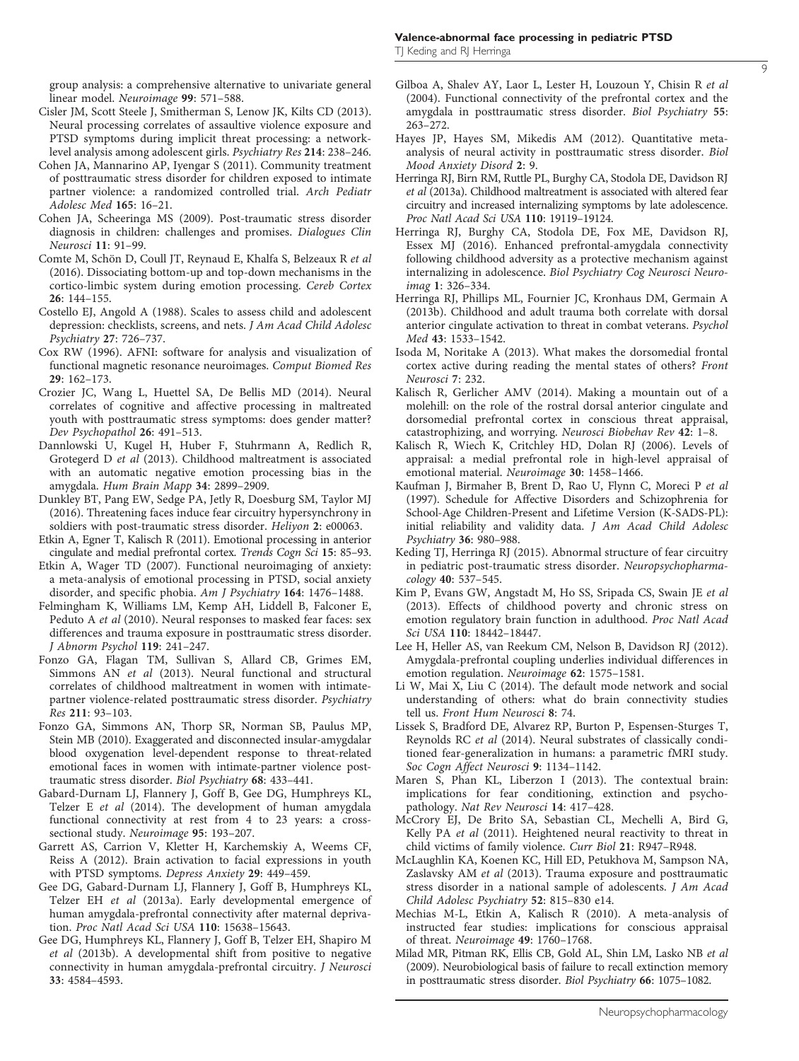group analysis: a comprehensive alternative to univariate general linear model. *Neuroimage* **99**: 571–588.

Cisler JM, Scott Steele J, Smitherman S, Lenow JK, Kilts CD (2013). Neural processing correlates of assaultive violence exposure and PTSD symptoms during implicit threat processing: a network-level analysis among adolescent girls. *Psychiatry Res* **214**: 238–246.

Cohen JA, Mannarino AP, Iyengar S (2011). Community treatment of posttraumatic stress disorder for children exposed to intimate partner violence: a randomized controlled trial. *Arch Pediatr Adolesc Med* **165**: 16–21.

Cohen JA, Scheeringa MS (2009). Post-traumatic stress disorder diagnosis in children: challenges and promises. *Dialogues Clin Neurosci* **11**: 91–99.

Comte M, Schön D, Coull JT, Reynaud E, Khalfa S, Belzeaux R *et al* (2016). Dissociating bottom-up and top-down mechanisms in the cortico-limbic system during emotion processing. *Cereb Cortex* **26**: 144–155.

Costello EJ, Angold A (1988). Scales to assess child and adolescent depression: checklists, screens, and nets. *J Am Acad Child Adolesc Psychiatry* **27**: 726–737.

Cox RW (1996). AFNI: software for analysis and visualization of functional magnetic resonance neuroimages. *Comput Biomed Res* **29**: 162–173.

Crozier JC, Wang L, Huettel SA, De Bellis MD (2014). Neural correlates of cognitive and affective processing in maltreated youth with posttraumatic stress symptoms: does gender matter? *Dev Psychopathol* **26**: 491–513.

Dannlowski U, Kugel H, Huber F, Stuhrmann A, Redlich R, Grotegerd D *et al* (2013). Childhood maltreatment is associated with an automatic negative emotion processing bias in the amygdala. *Hum Brain Mapp* **34**: 2899–2909.

Dunkley BT, Pang EW, Sedge PA, Jetly R, Doesburg SM, Taylor MJ (2016). Threatening faces induce fear circuitry hypersynchrony in soldiers with post-traumatic stress disorder. *Heliyon* **2**: e00063.

Etkin A, Egner T, Kalisch R (2011). Emotional processing in anterior cingulate and medial prefrontal cortex. *Trends Cogn Sci* **15**: 85–93.

Etkin A, Wager TD (2007). Functional neuroimaging of anxiety: a meta-analysis of emotional processing in PTSD, social anxiety disorder, and specific phobia. *Am J Psychiatry* **164**: 1476–1488.

Felmingham K, Williams LM, Kemp AH, Liddell B, Falconer E, Peduto A *et al* (2010). Neural responses to masked fear faces: sex differences and trauma exposure in posttraumatic stress disorder. *J Abnorm Psychol* **119**: 241–247.

Fonzo GA, Flagan TM, Sullivan S, Allard CB, Grimes EM, Simmons AN *et al* (2013). Neural functional and structural correlates of childhood maltreatment in women with intimate-partner violence-related posttraumatic stress disorder. *Psychiatry Res* **211**: 93–103.

Fonzo GA, Simmons AN, Thorp SR, Norman SB, Paulus MP, Stein MB (2010). Exaggerated and disconnected insular-amygdalar blood oxygenation level-dependent response to threat-related emotional faces in women with intimate-partner violence posttraumatic stress disorder. *Biol Psychiatry* **68**: 433–441.

Gabard-Durnam LJ, Flannery J, Goff B, Gee DG, Humphreys KL, Telzer E *et al* (2014). The development of human amygdala functional connectivity at rest from 4 to 23 years: a cross-sectional study. *Neuroimage* **95**: 193–207.

Garrett AS, Carrion V, Kletter H, Karchemskiy A, Weems CF, Reiss A (2012). Brain activation to facial expressions in youth with PTSD symptoms. *Depress Anxiety* **29**: 449–459.

Gee DG, Gabard-Durnam LJ, Flannery J, Goff B, Humphreys KL, Telzer EH *et al* (2013a). Early developmental emergence of human amygdala-prefrontal connectivity after maternal deprivation. *Proc Natl Acad Sci USA* **110**: 15638–15643.

Gee DG, Humphreys KL, Flannery J, Goff B, Telzer EH, Shapiro M *et al* (2013b). A developmental shift from positive to negative connectivity in human amygdala-prefrontal circuitry. *J Neurosci* **33**: 4584–4593.

Gilboa A, Shalev AY, Laor L, Lester H, Louzoun Y, Chisin R *et al* (2004). Functional connectivity of the prefrontal cortex and the amygdala in posttraumatic stress disorder. *Biol Psychiatry* **55**: 263–272.

Hayes JP, Hayes SM, Mikedis AM (2012). Quantitative meta-analysis of neural activity in posttraumatic stress disorder. *Biol Mood Anxiety Disord* **2**: 9.

Herringa RJ, Birn RM, Ruttle PL, Burghy CA, Stodola DE, Davidson RJ *et al* (2013a). Childhood maltreatment is associated with altered fear circuitry and increased internalizing symptoms by late adolescence. *Proc Natl Acad Sci USA* **110**: 19119–19124.

Herringa RJ, Burghy CA, Stodola DE, Fox ME, Davidson RJ, Essex MJ (2016). Enhanced prefrontal-amygdala connectivity following childhood adversity as a protective mechanism against internalizing in adolescence. *Biol Psychiatry Cog Neurosci Neuroimag* **1**: 326–334.

Herringa RJ, Phillips ML, Fournier JC, Kronhaus DM, Germain A (2013b). Childhood and adult trauma both correlate with dorsal anterior cingulate activation to threat in combat veterans. *Psychol Med* **43**: 1533–1542.

Isoda M, Noritake A (2013). What makes the dorsomedial frontal cortex active during reading the mental states of others? *Front Neurosci* **7**: 232.

Kalisch R, Gerlicher AMV (2014). Making a mountain out of a molehill: on the role of the rostral dorsal anterior cingulate and dorsomedial prefrontal cortex in conscious threat appraisal, catastrophizing, and worrying. *Neurosci Biobehav Rev* **42**: 1–8.

Kalisch R, Wiech K, Critchley HD, Dolan RJ (2006). Levels of appraisal: a medial prefrontal role in high-level appraisal of emotional material. *Neuroimage* **30**: 1458–1466.

Kaufman J, Birmaher B, Brent D, Rao U, Flynn C, Moreci P *et al* (1997). Schedule for Affective Disorders and Schizophrenia for School-Age Children-Present and Lifetime Version (K-SADS-PL): initial reliability and validity data. *J Am Acad Child Adolesc Psychiatry* **36**: 980–988.

Keding TJ, Herringa RJ (2015). Abnormal structure of fear circuitry in pediatric post-traumatic stress disorder. *Neuropsychopharmacology* **40**: 537–545.

Kim P, Evans GW, Angstadt M, Ho SS, Sripada CS, Swain JE *et al* (2013). Effects of childhood poverty and chronic stress on emotion regulatory brain function in adulthood. *Proc Natl Acad Sci USA* **110**: 18442–18447.

Lee H, Heller AS, van Reekum CM, Nelson B, Davidson RJ (2012). Amygdala-prefrontal coupling underlies individual differences in emotion regulation. *Neuroimage* **62**: 1575–1581.

Li W, Mai X, Liu C (2014). The default mode network and social understanding of others: what do brain connectivity studies tell us. *Front Hum Neurosci* **8**: 74.

Lissek S, Bradford DE, Alvarez RP, Burton P, Espensen-Sturges T, Reynolds RC *et al* (2014). Neural substrates of classically conditioned fear-generalization in humans: a parametric fMRI study. *Soc Cogn Affect Neurosci* **9**: 1134–1142.

Maren S, Phan KL, Liberzon I (2013). The contextual brain: implications for fear conditioning, extinction and psychopathology. *Nat Rev Neurosci* **14**: 417–428.

McCrory EJ, De Brito SA, Sebastian CL, Mechelli A, Bird G, Kelly PA *et al* (2011). Heightened neural reactivity to threat in child victims of family violence. *Curr Biol* **21**: R947–R948.

McLaughlin KA, Koenen KC, Hill ED, Petukhova M, Sampson NA, Zaslavsky AM *et al* (2013). Trauma exposure and posttraumatic stress disorder in a national sample of adolescents. *J Am Acad Child Adolesc Psychiatry* **52**: 815–830 e14.

Mechias M-L, Etkin A, Kalisch R (2010). A meta-analysis of instructed fear studies: implications for conscious appraisal of threat. *Neuroimage* **49**: 1760–1768.

Milad MR, Pitman RK, Ellis CB, Gold AL, Shin LM, Lasko NB *et al* (2009). Neurobiological basis of failure to recall extinction memory in posttraumatic stress disorder. *Biol Psychiatry* **66**: 1075–1082.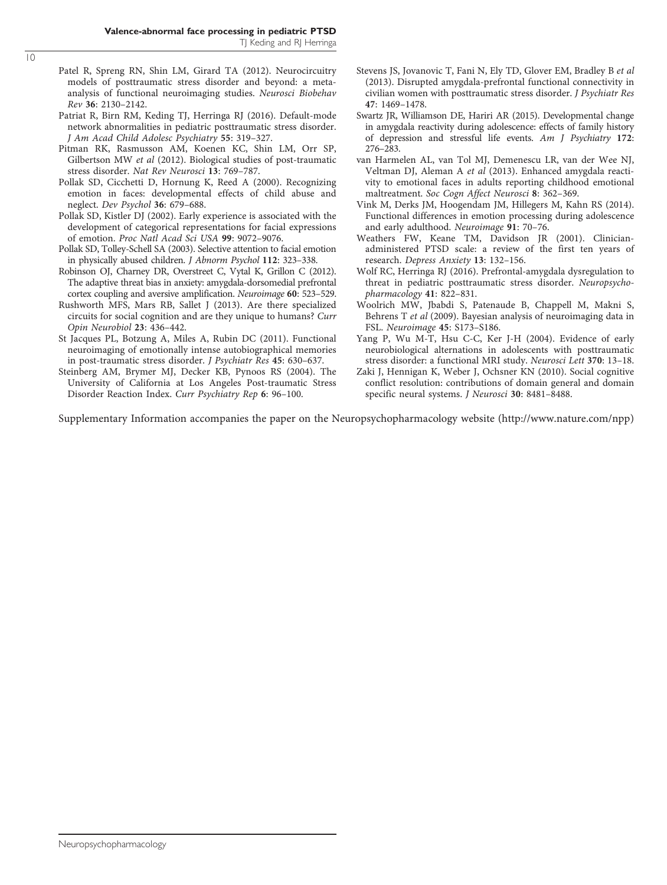Patel R, Spreng RN, Shin LM, Girard TA (2012). Neurocircuitry models of posttraumatic stress disorder and beyond: a meta-analysis of functional neuroimaging studies. *Neurosci Biobehav Rev* **36**: 2130–2142.

Patriat R, Birn RM, Keding TJ, Herringa RJ (2016). Default-mode network abnormalities in pediatric posttraumatic stress disorder. *J Am Acad Child Adolesc Psychiatry* **55**: 319–327.

Pitman RK, Rasmusson AM, Koenen KC, Shin LM, Orr SP, Gilbertson MW *et al* (2012). Biological studies of post-traumatic stress disorder. *Nat Rev Neurosci* **13**: 769–787.

Pollak SD, Cicchetti D, Hornung K, Reed A (2000). Recognizing emotion in faces: developmental effects of child abuse and neglect. *Dev Psychol* **36**: 679–688.

Pollak SD, Kistler DJ (2002). Early experience is associated with the development of categorical representations for facial expressions of emotion. *Proc Natl Acad Sci USA* **99**: 9072–9076.

Pollak SD, Tolley-Schell SA (2003). Selective attention to facial emotion in physically abused children. *J Abnorm Psychol* **112**: 323–338.

Robinson OJ, Charney DR, Overstreet C, Vytal K, Grillon C (2012). The adaptive threat bias in anxiety: amygdala-dorsomedial prefrontal cortex coupling and aversive amplification. *Neuroimage* **60**: 523–529.

Rushworth MFS, Mars RB, Sallet J (2013). Are there specialized circuits for social cognition and are they unique to humans? *Curr Opin Neurobiol* **23**: 436–442.

St Jacques PL, Botzung A, Miles A, Rubin DC (2011). Functional neuroimaging of emotionally intense autobiographical memories in post-traumatic stress disorder. *J Psychiatr Res* **45**: 630–637.

Steinberg AM, Brymer MJ, Decker KB, Pynoos RS (2004). The University of California at Los Angeles Post-traumatic Stress Disorder Reaction Index. *Curr Psychiatry Rep* **6**: 96–100.

Stevens JS, Jovanovic T, Fani N, Ely TD, Glover EM, Bradley B *et al* (2013). Disrupted amygdala-prefrontal functional connectivity in civilian women with posttraumatic stress disorder. *J Psychiatr Res* **47**: 1469–1478.

Swartz JR, Williamson DE, Hariri AR (2015). Developmental change in amygdala reactivity during adolescence: effects of family history of depression and stressful life events. *Am J Psychiatry* **172**: 276–283.

van Harmelen AL, van Tol MJ, Demenescu LR, van der Wee NJ, Veltman DJ, Aleman A *et al* (2013). Enhanced amygdala reactivity to emotional faces in adults reporting childhood emotional maltreatment. *Soc Cogn Affect Neurosci* **8**: 362–369.

Vink M, Derks JM, Hoogendam JM, Hillegers M, Kahn RS (2014). Functional differences in emotion processing during adolescence and early adulthood. *Neuroimage* **91**: 70–76.

Weathers FW, Keane TM, Davidson JR (2001). Clinician-administered PTSD scale: a review of the first ten years of research. *Depress Anxiety* **13**: 132–156.

Wolf RC, Herringa RJ (2016). Prefrontal-amygdala dysregulation to threat in pediatric posttraumatic stress disorder. *Neuropsychopharmacology* **41**: 822–831.

Woolrich MW, Jbabdi S, Patenaude B, Chappell M, Makni S, Behrens T *et al* (2009). Bayesian analysis of neuroimaging data in FSL. *Neuroimage* **45**: S173–S186.

Yang P, Wu M-T, Hsu C-C, Ker J-H (2004). Evidence of early neurobiological alternations in adolescents with posttraumatic stress disorder: a functional MRI study. *Neurosci Lett* **370**: 13–18.

Zaki J, Hennigan K, Weber J, Ochsner KN (2010). Social cognitive conflict resolution: contributions of domain general and domain specific neural systems. *J Neurosci* **30**: 8481–8488.

Supplementary Information accompanies the paper on the Neuropsychopharmacology website (http://www.nature.com/npp)